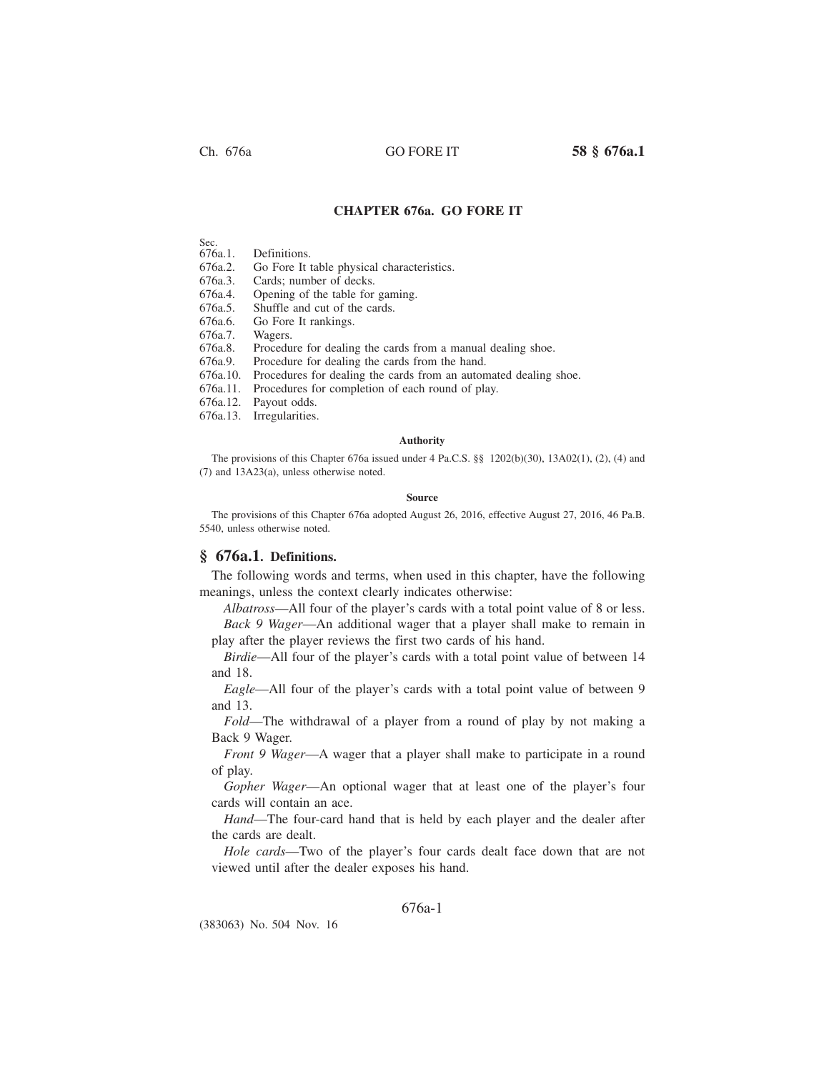## CHAPTER 676a. GO FORE IT

Sec.
676a.1. Definitions.
676a.2. Go Fore It table physical characteristics.
676a.3. Cards; number of decks.
676a.4. Opening of the table for gaming.
676a.5. Shuffle and cut of the cards.
676a.6. Go Fore It rankings.
676a.7. Wagers.
676a.8. Procedure for dealing the cards from a manual dealing shoe.
676a.9. Procedure for dealing the cards from the hand.
676a.10. Procedures for dealing the cards from an automated dealing shoe.
676a.11. Procedures for completion of each round of play.
676a.12. Payout odds.
676a.13. Irregularities.

#### Authority

The provisions of this Chapter 676a issued under 4 Pa.C.S. §§ 1202(b)(30), 13A02(1), (2), (4) and (7) and 13A23(a), unless otherwise noted.

#### Source

The provisions of this Chapter 676a adopted August 26, 2016, effective August 27, 2016, 46 Pa.B. 5540, unless otherwise noted.

### § 676a.1. Definitions.

The following words and terms, when used in this chapter, have the following meanings, unless the context clearly indicates otherwise:

*Albatross*—All four of the player's cards with a total point value of 8 or less.

*Back 9 Wager*—An additional wager that a player shall make to remain in play after the player reviews the first two cards of his hand.

*Birdie*—All four of the player's cards with a total point value of between 14 and 18.

*Eagle*—All four of the player's cards with a total point value of between 9 and 13.

*Fold*—The withdrawal of a player from a round of play by not making a Back 9 Wager.

*Front 9 Wager*—A wager that a player shall make to participate in a round of play.

*Gopher Wager*—An optional wager that at least one of the player's four cards will contain an ace.

*Hand*—The four-card hand that is held by each player and the dealer after the cards are dealt.

*Hole cards*—Two of the player's four cards dealt face down that are not viewed until after the dealer exposes his hand.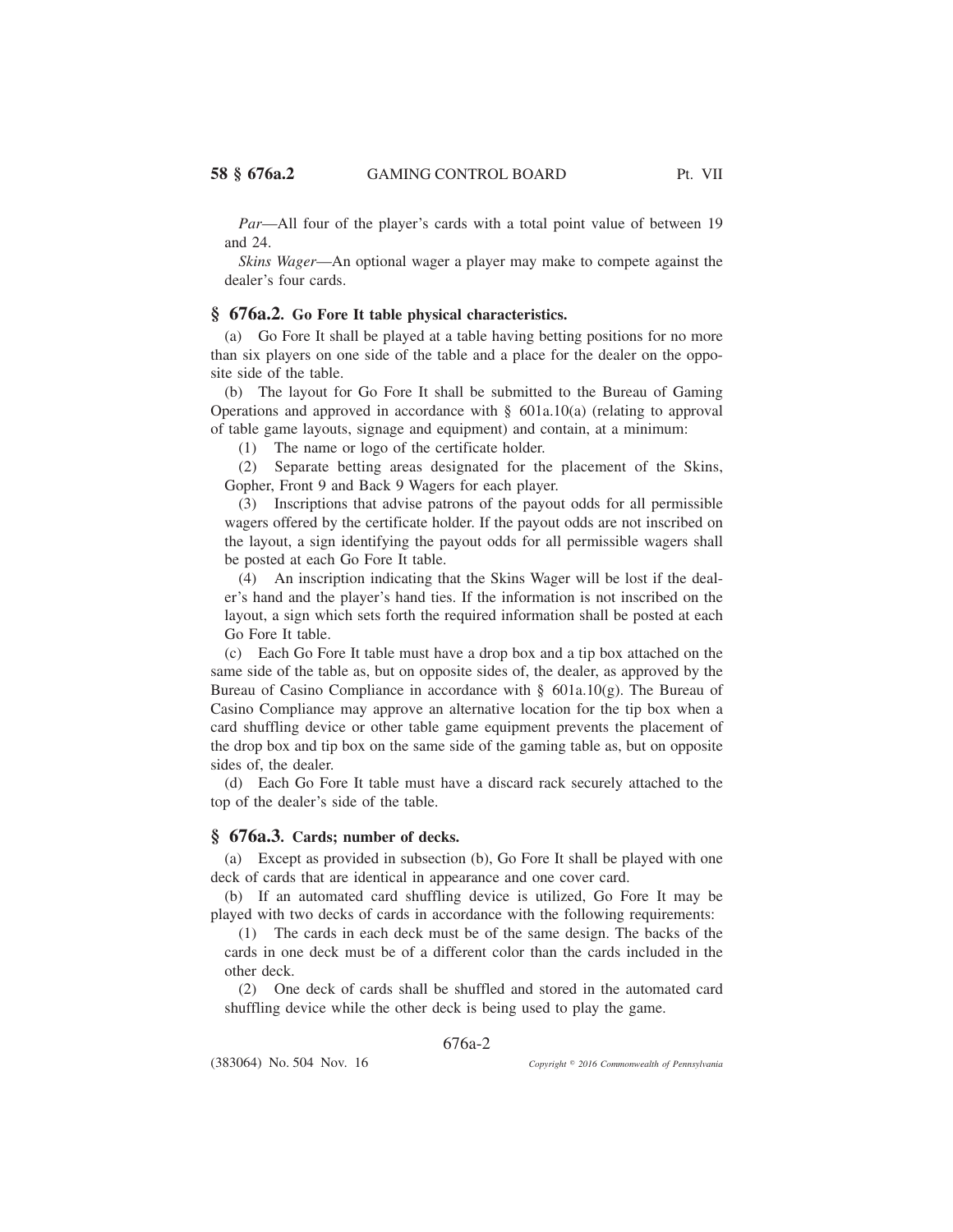*Par*—All four of the player's cards with a total point value of between 19 and 24.

*Skins Wager*—An optional wager a player may make to compete against the dealer's four cards.

## § 676a.2. Go Fore It table physical characteristics.

(a) Go Fore It shall be played at a table having betting positions for no more than six players on one side of the table and a place for the dealer on the opposite side of the table.

(b) The layout for Go Fore It shall be submitted to the Bureau of Gaming Operations and approved in accordance with § 601a.10(a) (relating to approval of table game layouts, signage and equipment) and contain, at a minimum:

(1) The name or logo of the certificate holder.

(2) Separate betting areas designated for the placement of the Skins, Gopher, Front 9 and Back 9 Wagers for each player.

(3) Inscriptions that advise patrons of the payout odds for all permissible wagers offered by the certificate holder. If the payout odds are not inscribed on the layout, a sign identifying the payout odds for all permissible wagers shall be posted at each Go Fore It table.

(4) An inscription indicating that the Skins Wager will be lost if the dealer's hand and the player's hand ties. If the information is not inscribed on the layout, a sign which sets forth the required information shall be posted at each Go Fore It table.

(c) Each Go Fore It table must have a drop box and a tip box attached on the same side of the table as, but on opposite sides of, the dealer, as approved by the Bureau of Casino Compliance in accordance with § 601a.10(g). The Bureau of Casino Compliance may approve an alternative location for the tip box when a card shuffling device or other table game equipment prevents the placement of the drop box and tip box on the same side of the gaming table as, but on opposite sides of, the dealer.

(d) Each Go Fore It table must have a discard rack securely attached to the top of the dealer's side of the table.

## § 676a.3. Cards; number of decks.

(a) Except as provided in subsection (b), Go Fore It shall be played with one deck of cards that are identical in appearance and one cover card.

(b) If an automated card shuffling device is utilized, Go Fore It may be played with two decks of cards in accordance with the following requirements:

(1) The cards in each deck must be of the same design. The backs of the cards in one deck must be of a different color than the cards included in the other deck.

(2) One deck of cards shall be shuffled and stored in the automated card shuffling device while the other deck is being used to play the game.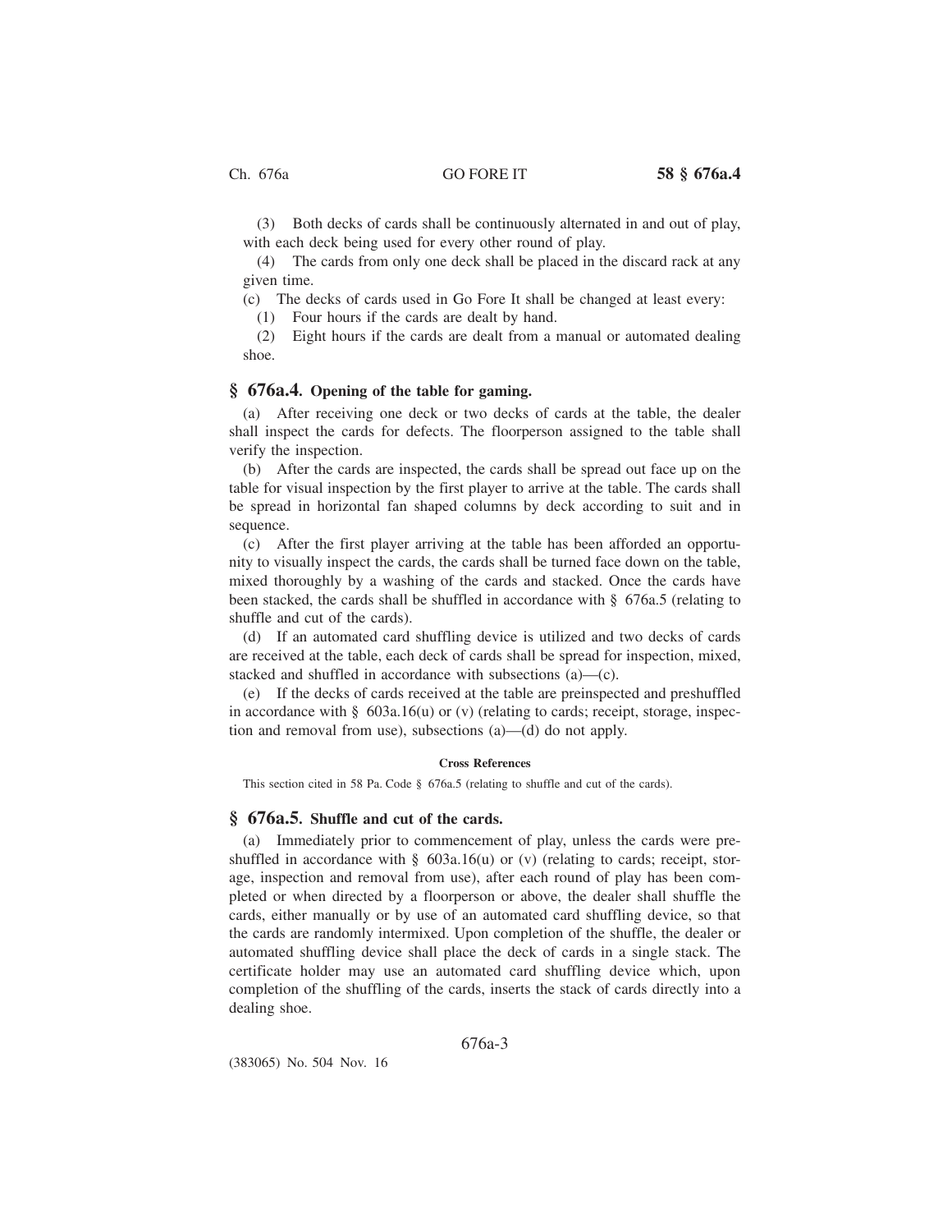(3) Both decks of cards shall be continuously alternated in and out of play, with each deck being used for every other round of play.

(4) The cards from only one deck shall be placed in the discard rack at any given time.

(c) The decks of cards used in Go Fore It shall be changed at least every:

(1) Four hours if the cards are dealt by hand.

(2) Eight hours if the cards are dealt from a manual or automated dealing shoe.

## § 676a.4. Opening of the table for gaming.

(a) After receiving one deck or two decks of cards at the table, the dealer shall inspect the cards for defects. The floorperson assigned to the table shall verify the inspection.

(b) After the cards are inspected, the cards shall be spread out face up on the table for visual inspection by the first player to arrive at the table. The cards shall be spread in horizontal fan shaped columns by deck according to suit and in sequence.

(c) After the first player arriving at the table has been afforded an opportunity to visually inspect the cards, the cards shall be turned face down on the table, mixed thoroughly by a washing of the cards and stacked. Once the cards have been stacked, the cards shall be shuffled in accordance with § 676a.5 (relating to shuffle and cut of the cards).

(d) If an automated card shuffling device is utilized and two decks of cards are received at the table, each deck of cards shall be spread for inspection, mixed, stacked and shuffled in accordance with subsections (a)—(c).

(e) If the decks of cards received at the table are preinspected and preshuffled in accordance with § 603a.16(u) or (v) (relating to cards; receipt, storage, inspection and removal from use), subsections (a)—(d) do not apply.

#### Cross References

This section cited in 58 Pa. Code § 676a.5 (relating to shuffle and cut of the cards).

## § 676a.5. Shuffle and cut of the cards.

(a) Immediately prior to commencement of play, unless the cards were preshuffled in accordance with § 603a.16(u) or (v) (relating to cards; receipt, storage, inspection and removal from use), after each round of play has been completed or when directed by a floorperson or above, the dealer shall shuffle the cards, either manually or by use of an automated card shuffling device, so that the cards are randomly intermixed. Upon completion of the shuffle, the dealer or automated shuffling device shall place the deck of cards in a single stack. The certificate holder may use an automated card shuffling device which, upon completion of the shuffling of the cards, inserts the stack of cards directly into a dealing shoe.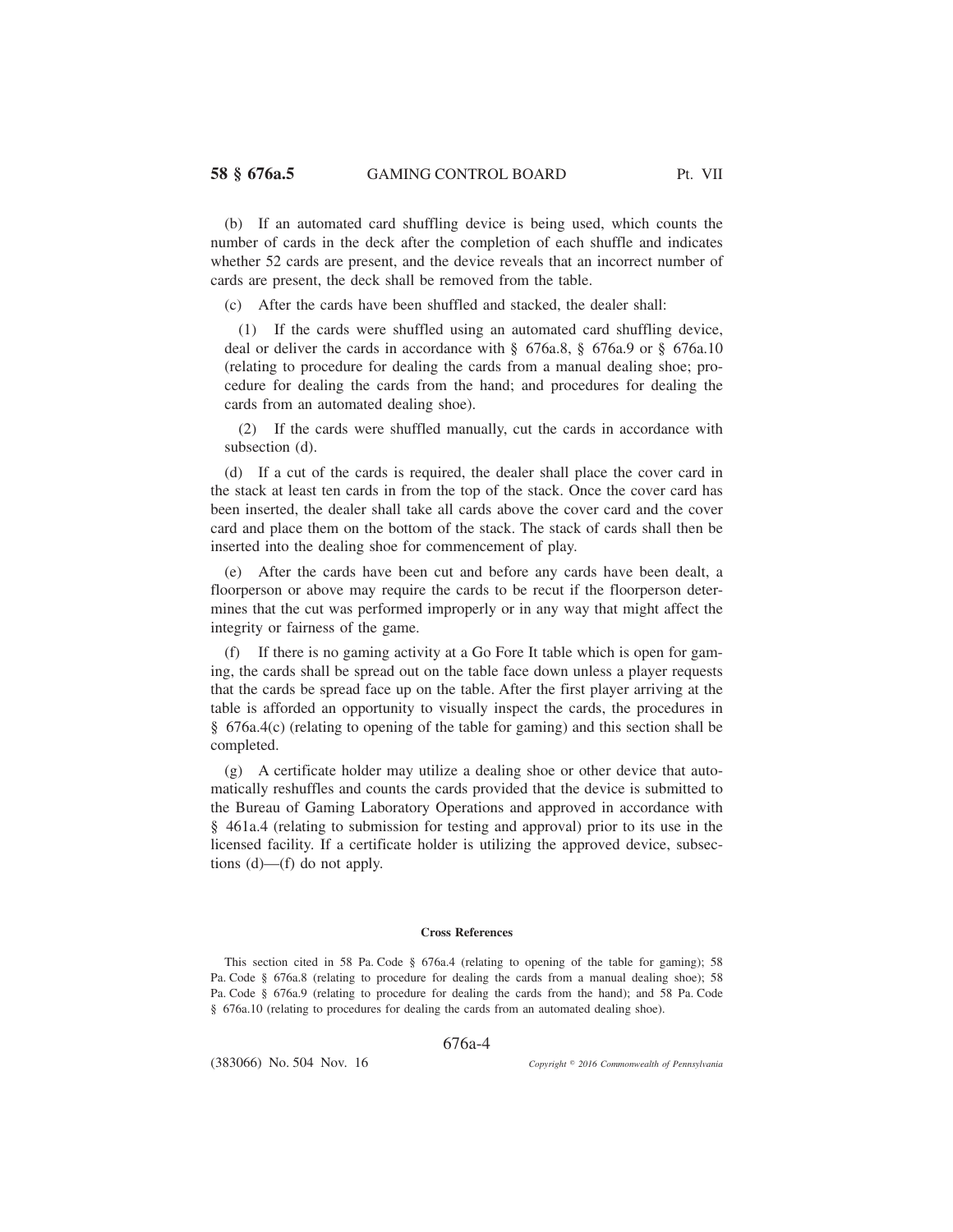(b) If an automated card shuffling device is being used, which counts the number of cards in the deck after the completion of each shuffle and indicates whether 52 cards are present, and the device reveals that an incorrect number of cards are present, the deck shall be removed from the table.

(c) After the cards have been shuffled and stacked, the dealer shall:

(1) If the cards were shuffled using an automated card shuffling device, deal or deliver the cards in accordance with § 676a.8, § 676a.9 or § 676a.10 (relating to procedure for dealing the cards from a manual dealing shoe; procedure for dealing the cards from the hand; and procedures for dealing the cards from an automated dealing shoe).

(2) If the cards were shuffled manually, cut the cards in accordance with subsection (d).

(d) If a cut of the cards is required, the dealer shall place the cover card in the stack at least ten cards in from the top of the stack. Once the cover card has been inserted, the dealer shall take all cards above the cover card and the cover card and place them on the bottom of the stack. The stack of cards shall then be inserted into the dealing shoe for commencement of play.

(e) After the cards have been cut and before any cards have been dealt, a floorperson or above may require the cards to be recut if the floorperson determines that the cut was performed improperly or in any way that might affect the integrity or fairness of the game.

(f) If there is no gaming activity at a Go Fore It table which is open for gaming, the cards shall be spread out on the table face down unless a player requests that the cards be spread face up on the table. After the first player arriving at the table is afforded an opportunity to visually inspect the cards, the procedures in § 676a.4(c) (relating to opening of the table for gaming) and this section shall be completed.

(g) A certificate holder may utilize a dealing shoe or other device that automatically reshuffles and counts the cards provided that the device is submitted to the Bureau of Gaming Laboratory Operations and approved in accordance with § 461a.4 (relating to submission for testing and approval) prior to its use in the licensed facility. If a certificate holder is utilizing the approved device, subsections (d)—(f) do not apply.

**Cross References**

This section cited in 58 Pa. Code § 676a.4 (relating to opening of the table for gaming); 58 Pa. Code § 676a.8 (relating to procedure for dealing the cards from a manual dealing shoe); 58 Pa. Code § 676a.9 (relating to procedure for dealing the cards from the hand); and 58 Pa. Code § 676a.10 (relating to procedures for dealing the cards from an automated dealing shoe).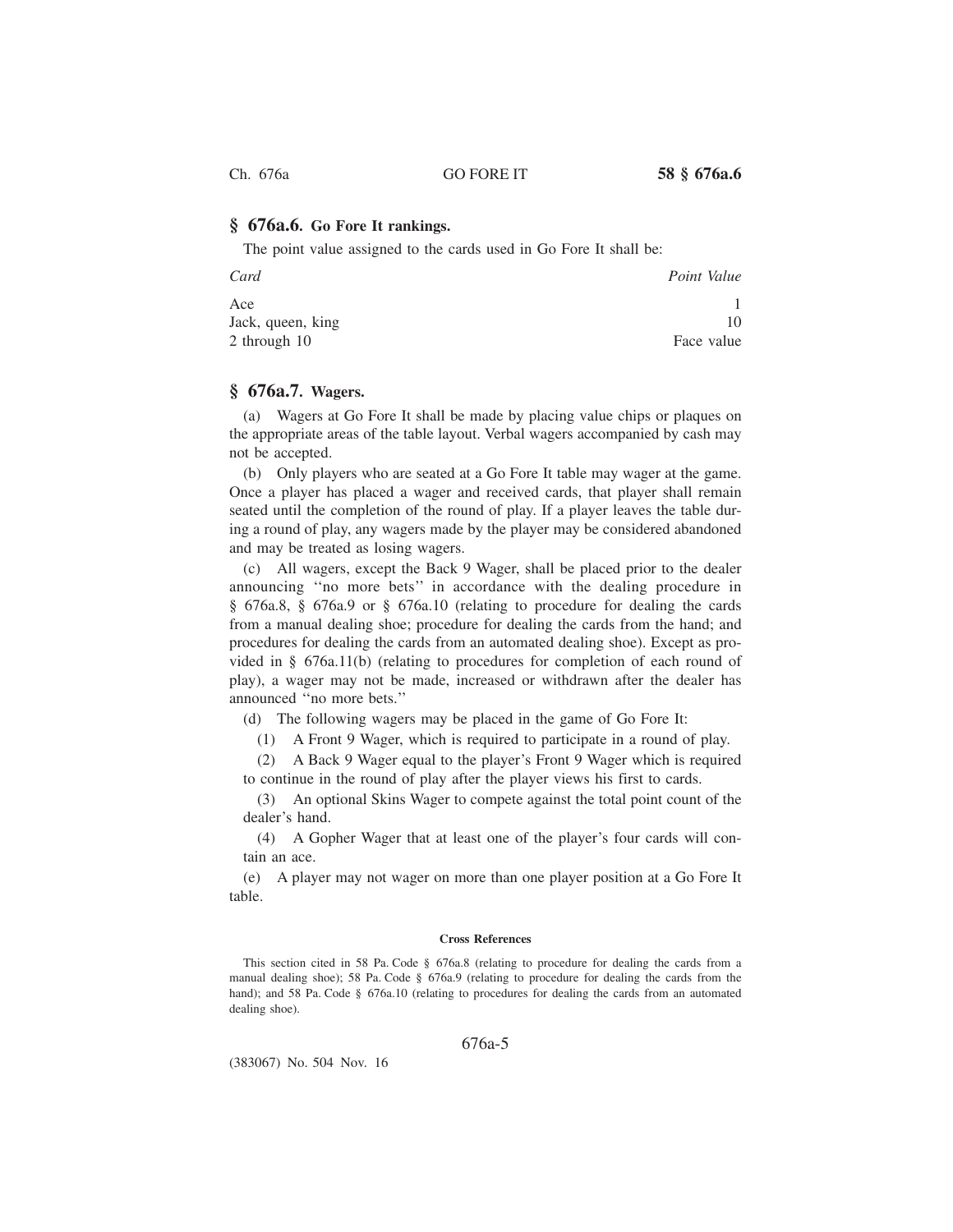## § 676a.6. Go Fore It rankings.

The point value assigned to the cards used in Go Fore It shall be:

| *Card* | *Point Value* |
|---|---|
| Ace | 1 |
| Jack, queen, king | 10 |
| 2 through 10 | Face value |

## § 676a.7. Wagers.

(a) Wagers at Go Fore It shall be made by placing value chips or plaques on the appropriate areas of the table layout. Verbal wagers accompanied by cash may not be accepted.

(b) Only players who are seated at a Go Fore It table may wager at the game. Once a player has placed a wager and received cards, that player shall remain seated until the completion of the round of play. If a player leaves the table during a round of play, any wagers made by the player may be considered abandoned and may be treated as losing wagers.

(c) All wagers, except the Back 9 Wager, shall be placed prior to the dealer announcing ''no more bets'' in accordance with the dealing procedure in § 676a.8, § 676a.9 or § 676a.10 (relating to procedure for dealing the cards from a manual dealing shoe; procedure for dealing the cards from the hand; and procedures for dealing the cards from an automated dealing shoe). Except as provided in § 676a.11(b) (relating to procedures for completion of each round of play), a wager may not be made, increased or withdrawn after the dealer has announced ''no more bets.''

(d) The following wagers may be placed in the game of Go Fore It:

(1) A Front 9 Wager, which is required to participate in a round of play.

(2) A Back 9 Wager equal to the player's Front 9 Wager which is required to continue in the round of play after the player views his first to cards.

(3) An optional Skins Wager to compete against the total point count of the dealer's hand.

(4) A Gopher Wager that at least one of the player's four cards will contain an ace.

(e) A player may not wager on more than one player position at a Go Fore It table.

#### Cross References

This section cited in 58 Pa. Code § 676a.8 (relating to procedure for dealing the cards from a manual dealing shoe); 58 Pa. Code § 676a.9 (relating to procedure for dealing the cards from the hand); and 58 Pa. Code § 676a.10 (relating to procedures for dealing the cards from an automated dealing shoe).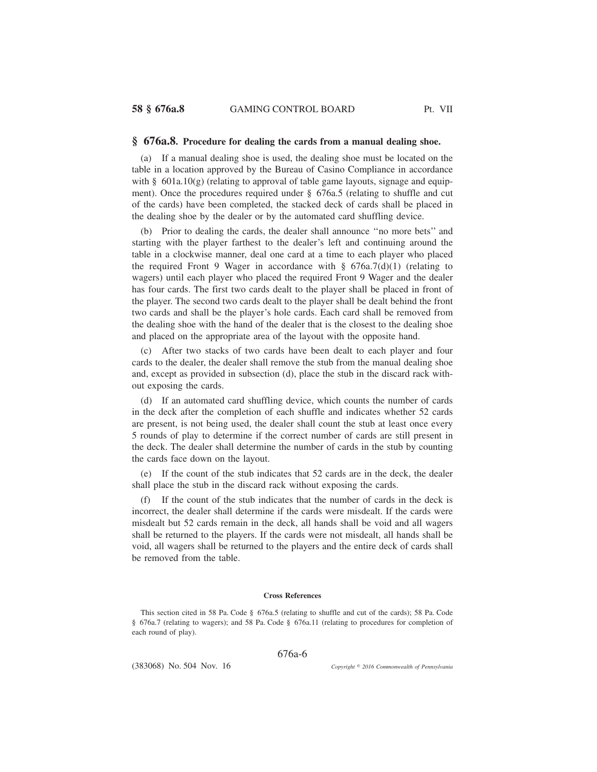## § 676a.8. Procedure for dealing the cards from a manual dealing shoe.

(a) If a manual dealing shoe is used, the dealing shoe must be located on the table in a location approved by the Bureau of Casino Compliance in accordance with § 601a.10(g) (relating to approval of table game layouts, signage and equipment). Once the procedures required under § 676a.5 (relating to shuffle and cut of the cards) have been completed, the stacked deck of cards shall be placed in the dealing shoe by the dealer or by the automated card shuffling device.

(b) Prior to dealing the cards, the dealer shall announce ''no more bets'' and starting with the player farthest to the dealer's left and continuing around the table in a clockwise manner, deal one card at a time to each player who placed the required Front 9 Wager in accordance with § 676a.7(d)(1) (relating to wagers) until each player who placed the required Front 9 Wager and the dealer has four cards. The first two cards dealt to the player shall be placed in front of the player. The second two cards dealt to the player shall be dealt behind the front two cards and shall be the player's hole cards. Each card shall be removed from the dealing shoe with the hand of the dealer that is the closest to the dealing shoe and placed on the appropriate area of the layout with the opposite hand.

(c) After two stacks of two cards have been dealt to each player and four cards to the dealer, the dealer shall remove the stub from the manual dealing shoe and, except as provided in subsection (d), place the stub in the discard rack without exposing the cards.

(d) If an automated card shuffling device, which counts the number of cards in the deck after the completion of each shuffle and indicates whether 52 cards are present, is not being used, the dealer shall count the stub at least once every 5 rounds of play to determine if the correct number of cards are still present in the deck. The dealer shall determine the number of cards in the stub by counting the cards face down on the layout.

(e) If the count of the stub indicates that 52 cards are in the deck, the dealer shall place the stub in the discard rack without exposing the cards.

(f) If the count of the stub indicates that the number of cards in the deck is incorrect, the dealer shall determine if the cards were misdealt. If the cards were misdealt but 52 cards remain in the deck, all hands shall be void and all wagers shall be returned to the players. If the cards were not misdealt, all hands shall be void, all wagers shall be returned to the players and the entire deck of cards shall be removed from the table.

**Cross References**

This section cited in 58 Pa. Code § 676a.5 (relating to shuffle and cut of the cards); 58 Pa. Code § 676a.7 (relating to wagers); and 58 Pa. Code § 676a.11 (relating to procedures for completion of each round of play).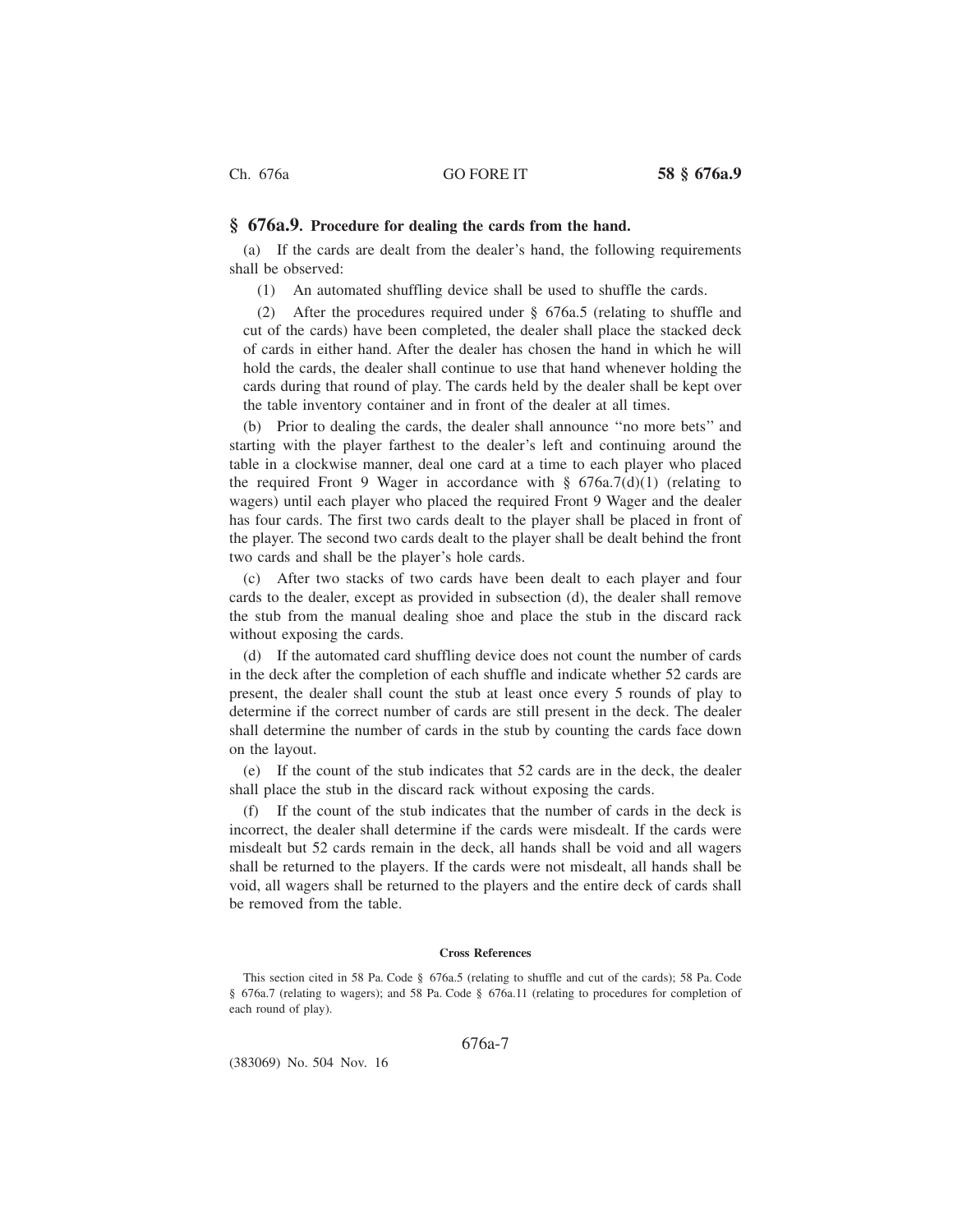## § 676a.9. Procedure for dealing the cards from the hand.

(a) If the cards are dealt from the dealer's hand, the following requirements shall be observed:

(1) An automated shuffling device shall be used to shuffle the cards.

(2) After the procedures required under § 676a.5 (relating to shuffle and cut of the cards) have been completed, the dealer shall place the stacked deck of cards in either hand. After the dealer has chosen the hand in which he will hold the cards, the dealer shall continue to use that hand whenever holding the cards during that round of play. The cards held by the dealer shall be kept over the table inventory container and in front of the dealer at all times.

(b) Prior to dealing the cards, the dealer shall announce ''no more bets'' and starting with the player farthest to the dealer's left and continuing around the table in a clockwise manner, deal one card at a time to each player who placed the required Front 9 Wager in accordance with § 676a.7(d)(1) (relating to wagers) until each player who placed the required Front 9 Wager and the dealer has four cards. The first two cards dealt to the player shall be placed in front of the player. The second two cards dealt to the player shall be dealt behind the front two cards and shall be the player's hole cards.

(c) After two stacks of two cards have been dealt to each player and four cards to the dealer, except as provided in subsection (d), the dealer shall remove the stub from the manual dealing shoe and place the stub in the discard rack without exposing the cards.

(d) If the automated card shuffling device does not count the number of cards in the deck after the completion of each shuffle and indicate whether 52 cards are present, the dealer shall count the stub at least once every 5 rounds of play to determine if the correct number of cards are still present in the deck. The dealer shall determine the number of cards in the stub by counting the cards face down on the layout.

(e) If the count of the stub indicates that 52 cards are in the deck, the dealer shall place the stub in the discard rack without exposing the cards.

(f) If the count of the stub indicates that the number of cards in the deck is incorrect, the dealer shall determine if the cards were misdealt. If the cards were misdealt but 52 cards remain in the deck, all hands shall be void and all wagers shall be returned to the players. If the cards were not misdealt, all hands shall be void, all wagers shall be returned to the players and the entire deck of cards shall be removed from the table.

**Cross References**

This section cited in 58 Pa. Code § 676a.5 (relating to shuffle and cut of the cards); 58 Pa. Code § 676a.7 (relating to wagers); and 58 Pa. Code § 676a.11 (relating to procedures for completion of each round of play).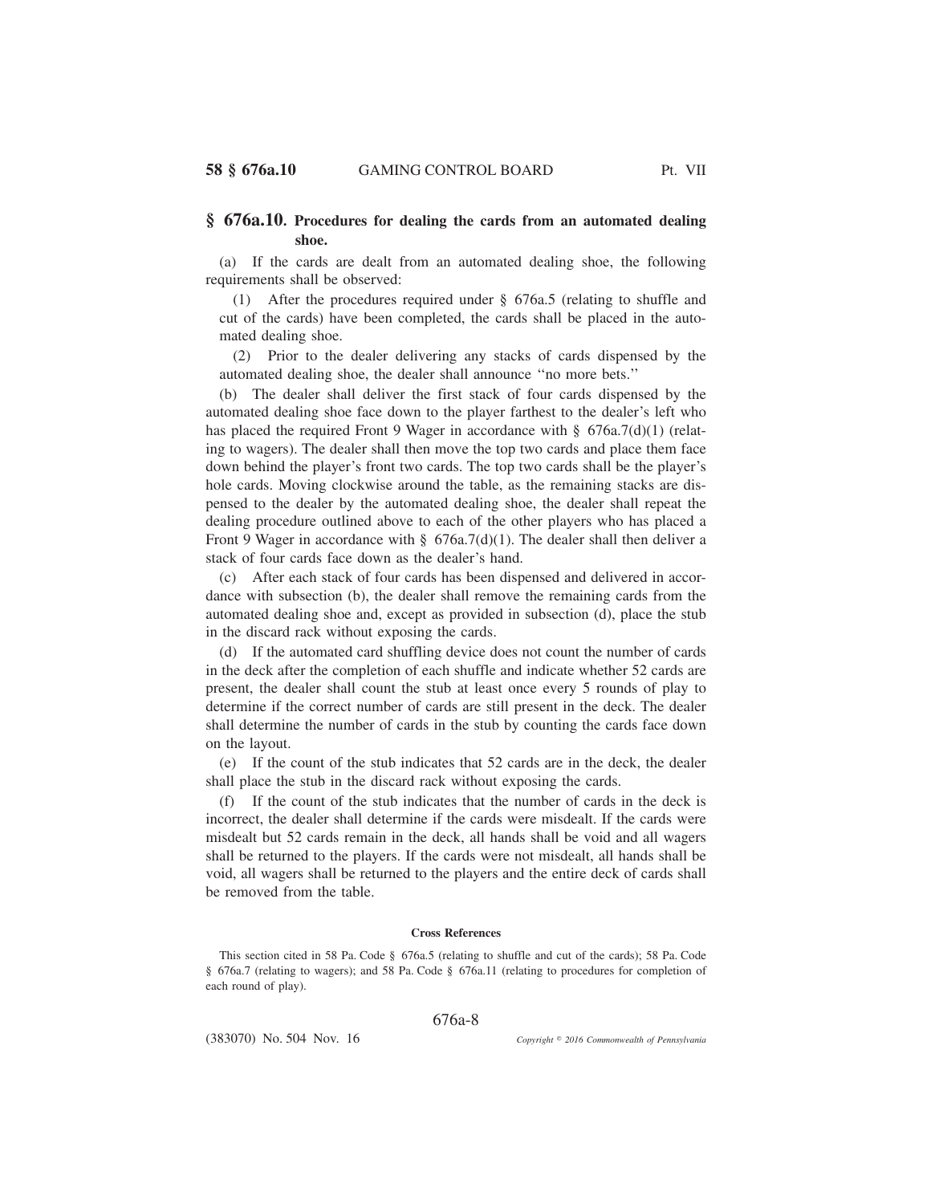## § 676a.10. Procedures for dealing the cards from an automated dealing shoe.

(a) If the cards are dealt from an automated dealing shoe, the following requirements shall be observed:

(1) After the procedures required under § 676a.5 (relating to shuffle and cut of the cards) have been completed, the cards shall be placed in the automated dealing shoe.

(2) Prior to the dealer delivering any stacks of cards dispensed by the automated dealing shoe, the dealer shall announce ''no more bets.''

(b) The dealer shall deliver the first stack of four cards dispensed by the automated dealing shoe face down to the player farthest to the dealer's left who has placed the required Front 9 Wager in accordance with § 676a.7(d)(1) (relating to wagers). The dealer shall then move the top two cards and place them face down behind the player's front two cards. The top two cards shall be the player's hole cards. Moving clockwise around the table, as the remaining stacks are dispensed to the dealer by the automated dealing shoe, the dealer shall repeat the dealing procedure outlined above to each of the other players who has placed a Front 9 Wager in accordance with § 676a.7(d)(1). The dealer shall then deliver a stack of four cards face down as the dealer's hand.

(c) After each stack of four cards has been dispensed and delivered in accordance with subsection (b), the dealer shall remove the remaining cards from the automated dealing shoe and, except as provided in subsection (d), place the stub in the discard rack without exposing the cards.

(d) If the automated card shuffling device does not count the number of cards in the deck after the completion of each shuffle and indicate whether 52 cards are present, the dealer shall count the stub at least once every 5 rounds of play to determine if the correct number of cards are still present in the deck. The dealer shall determine the number of cards in the stub by counting the cards face down on the layout.

(e) If the count of the stub indicates that 52 cards are in the deck, the dealer shall place the stub in the discard rack without exposing the cards.

(f) If the count of the stub indicates that the number of cards in the deck is incorrect, the dealer shall determine if the cards were misdealt. If the cards were misdealt but 52 cards remain in the deck, all hands shall be void and all wagers shall be returned to the players. If the cards were not misdealt, all hands shall be void, all wagers shall be returned to the players and the entire deck of cards shall be removed from the table.

**Cross References**

This section cited in 58 Pa. Code § 676a.5 (relating to shuffle and cut of the cards); 58 Pa. Code § 676a.7 (relating to wagers); and 58 Pa. Code § 676a.11 (relating to procedures for completion of each round of play).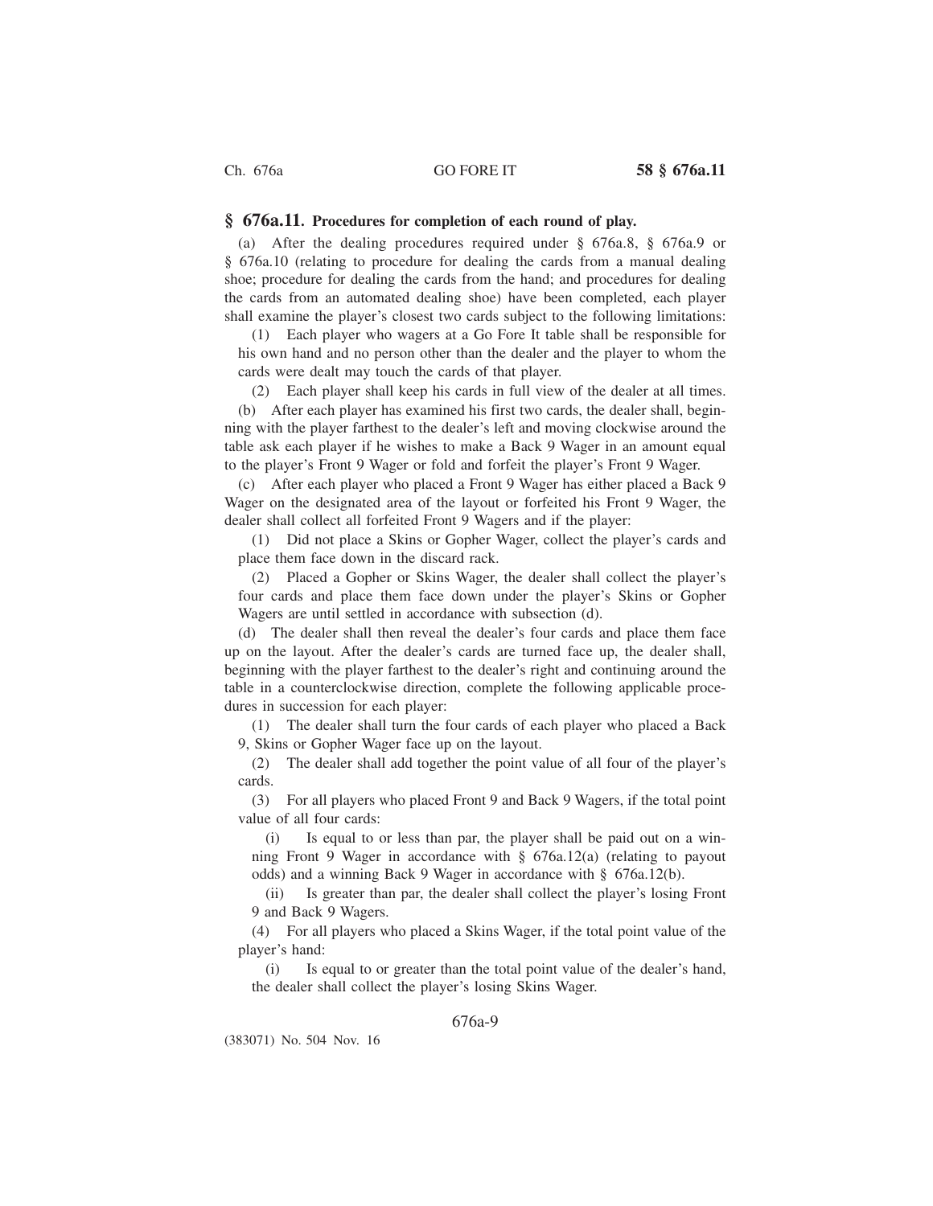## § 676a.11. Procedures for completion of each round of play.

(a) After the dealing procedures required under § 676a.8, § 676a.9 or § 676a.10 (relating to procedure for dealing the cards from a manual dealing shoe; procedure for dealing the cards from the hand; and procedures for dealing the cards from an automated dealing shoe) have been completed, each player shall examine the player's closest two cards subject to the following limitations:

(1) Each player who wagers at a Go Fore It table shall be responsible for his own hand and no person other than the dealer and the player to whom the cards were dealt may touch the cards of that player.

(2) Each player shall keep his cards in full view of the dealer at all times.

(b) After each player has examined his first two cards, the dealer shall, beginning with the player farthest to the dealer's left and moving clockwise around the table ask each player if he wishes to make a Back 9 Wager in an amount equal to the player's Front 9 Wager or fold and forfeit the player's Front 9 Wager.

(c) After each player who placed a Front 9 Wager has either placed a Back 9 Wager on the designated area of the layout or forfeited his Front 9 Wager, the dealer shall collect all forfeited Front 9 Wagers and if the player:

(1) Did not place a Skins or Gopher Wager, collect the player's cards and place them face down in the discard rack.

(2) Placed a Gopher or Skins Wager, the dealer shall collect the player's four cards and place them face down under the player's Skins or Gopher Wagers are until settled in accordance with subsection (d).

(d) The dealer shall then reveal the dealer's four cards and place them face up on the layout. After the dealer's cards are turned face up, the dealer shall, beginning with the player farthest to the dealer's right and continuing around the table in a counterclockwise direction, complete the following applicable procedures in succession for each player:

(1) The dealer shall turn the four cards of each player who placed a Back 9, Skins or Gopher Wager face up on the layout.

(2) The dealer shall add together the point value of all four of the player's cards.

(3) For all players who placed Front 9 and Back 9 Wagers, if the total point value of all four cards:

(i) Is equal to or less than par, the player shall be paid out on a winning Front 9 Wager in accordance with § 676a.12(a) (relating to payout odds) and a winning Back 9 Wager in accordance with § 676a.12(b).

(ii) Is greater than par, the dealer shall collect the player's losing Front 9 and Back 9 Wagers.

(4) For all players who placed a Skins Wager, if the total point value of the player's hand:

(i) Is equal to or greater than the total point value of the dealer's hand, the dealer shall collect the player's losing Skins Wager.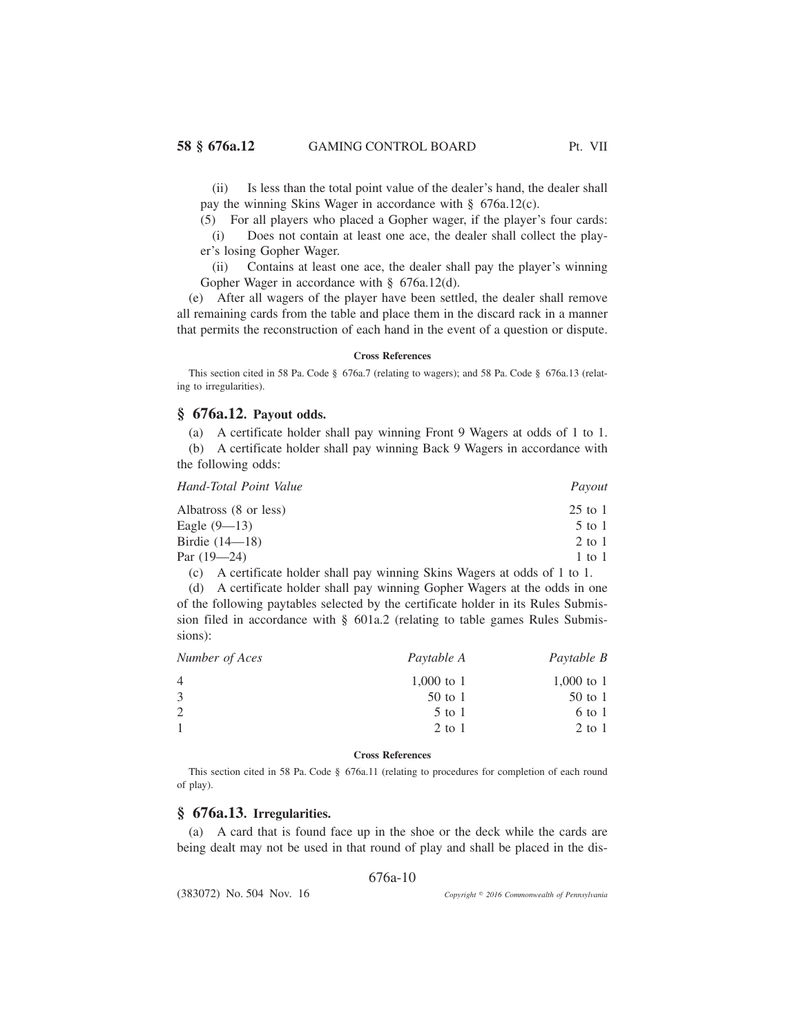(ii) Is less than the total point value of the dealer's hand, the dealer shall pay the winning Skins Wager in accordance with § 676a.12(c).

(5) For all players who placed a Gopher wager, if the player's four cards:

(i) Does not contain at least one ace, the dealer shall collect the player's losing Gopher Wager.

(ii) Contains at least one ace, the dealer shall pay the player's winning Gopher Wager in accordance with § 676a.12(d).

(e) After all wagers of the player have been settled, the dealer shall remove all remaining cards from the table and place them in the discard rack in a manner that permits the reconstruction of each hand in the event of a question or dispute.

**Cross References**

This section cited in 58 Pa. Code § 676a.7 (relating to wagers); and 58 Pa. Code § 676a.13 (relating to irregularities).

## § 676a.12. Payout odds.

(a) A certificate holder shall pay winning Front 9 Wagers at odds of 1 to 1.

(b) A certificate holder shall pay winning Back 9 Wagers in accordance with the following odds:

| *Hand-Total Point Value* | *Payout* |
|---|---|
| Albatross (8 or less) | 25 to 1 |
| Eagle (9—13) | 5 to 1 |
| Birdie (14—18) | 2 to 1 |
| Par (19—24) | 1 to 1 |

(c) A certificate holder shall pay winning Skins Wagers at odds of 1 to 1.

(d) A certificate holder shall pay winning Gopher Wagers at the odds in one of the following paytables selected by the certificate holder in its Rules Submission filed in accordance with § 601a.2 (relating to table games Rules Submissions):

| *Number of Aces* | *Paytable A* | *Paytable B* |
|---|---|---|
| 4 | 1,000 to 1 | 1,000 to 1 |
| 3 | 50 to 1 | 50 to 1 |
| 2 | 5 to 1 | 6 to 1 |
| 1 | 2 to 1 | 2 to 1 |

**Cross References**

This section cited in 58 Pa. Code § 676a.11 (relating to procedures for completion of each round of play).

## § 676a.13. Irregularities.

(a) A card that is found face up in the shoe or the deck while the cards are being dealt may not be used in that round of play and shall be placed in the dis-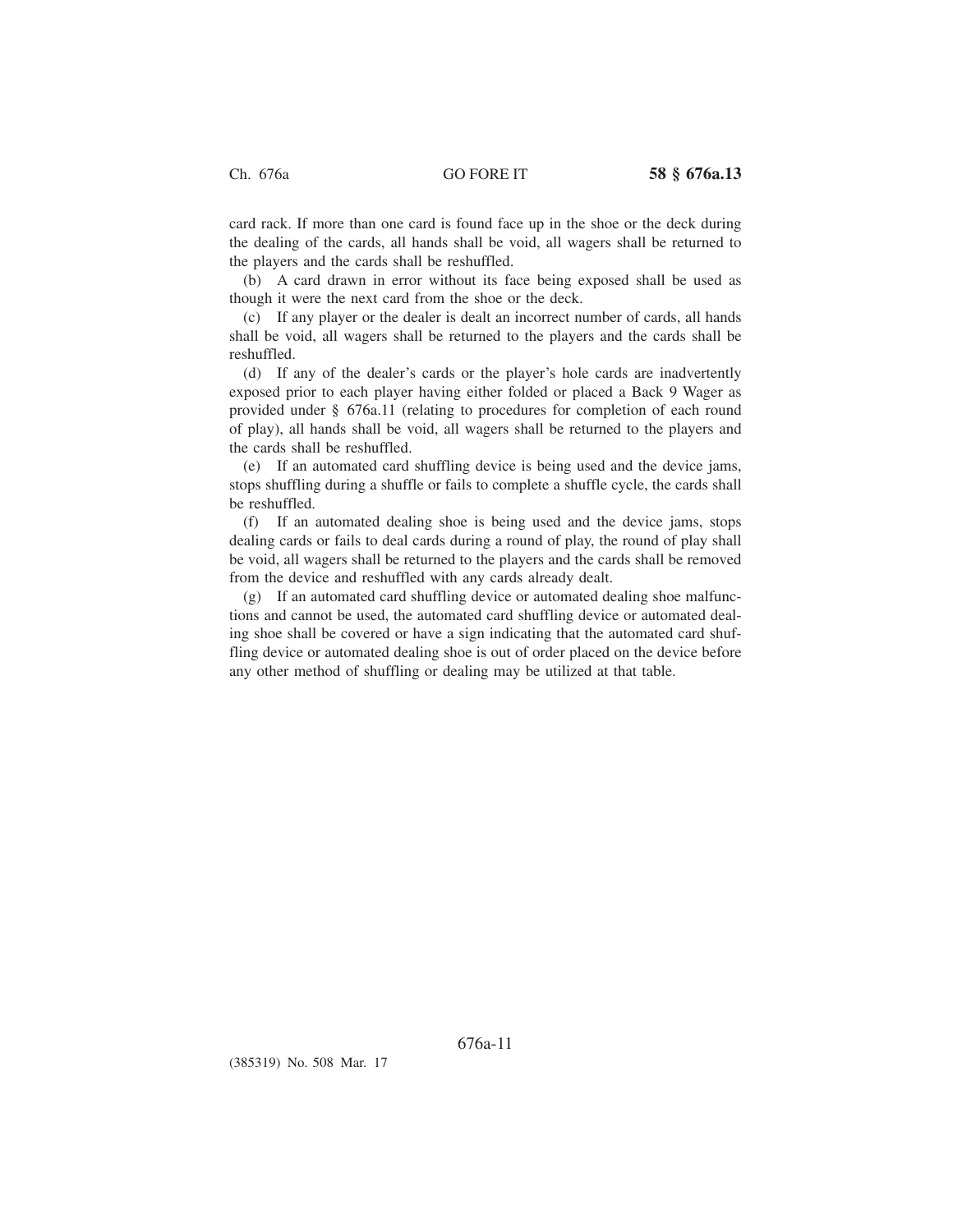card rack. If more than one card is found face up in the shoe or the deck during the dealing of the cards, all hands shall be void, all wagers shall be returned to the players and the cards shall be reshuffled.

(b) A card drawn in error without its face being exposed shall be used as though it were the next card from the shoe or the deck.

(c) If any player or the dealer is dealt an incorrect number of cards, all hands shall be void, all wagers shall be returned to the players and the cards shall be reshuffled.

(d) If any of the dealer's cards or the player's hole cards are inadvertently exposed prior to each player having either folded or placed a Back 9 Wager as provided under § 676a.11 (relating to procedures for completion of each round of play), all hands shall be void, all wagers shall be returned to the players and the cards shall be reshuffled.

(e) If an automated card shuffling device is being used and the device jams, stops shuffling during a shuffle or fails to complete a shuffle cycle, the cards shall be reshuffled.

(f) If an automated dealing shoe is being used and the device jams, stops dealing cards or fails to deal cards during a round of play, the round of play shall be void, all wagers shall be returned to the players and the cards shall be removed from the device and reshuffled with any cards already dealt.

(g) If an automated card shuffling device or automated dealing shoe malfunctions and cannot be used, the automated card shuffling device or automated dealing shoe shall be covered or have a sign indicating that the automated card shuffling device or automated dealing shoe is out of order placed on the device before any other method of shuffling or dealing may be utilized at that table.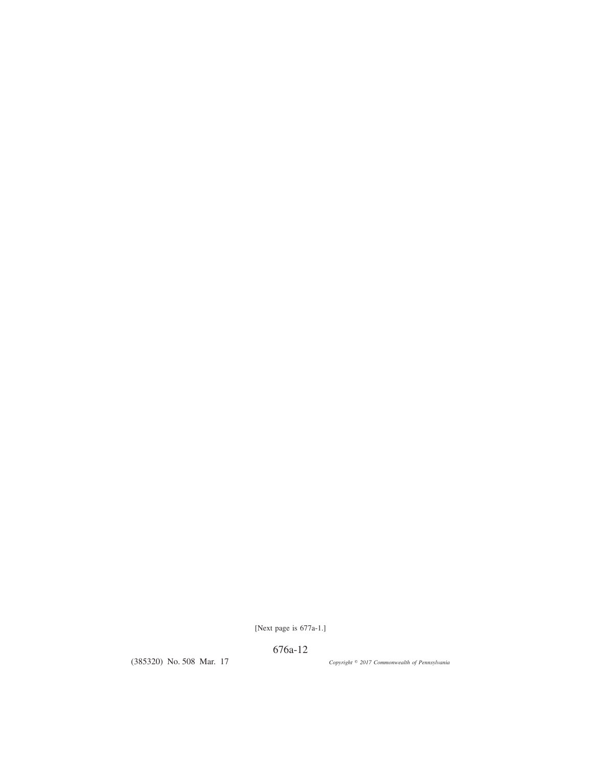[Next page is 677a-1.]